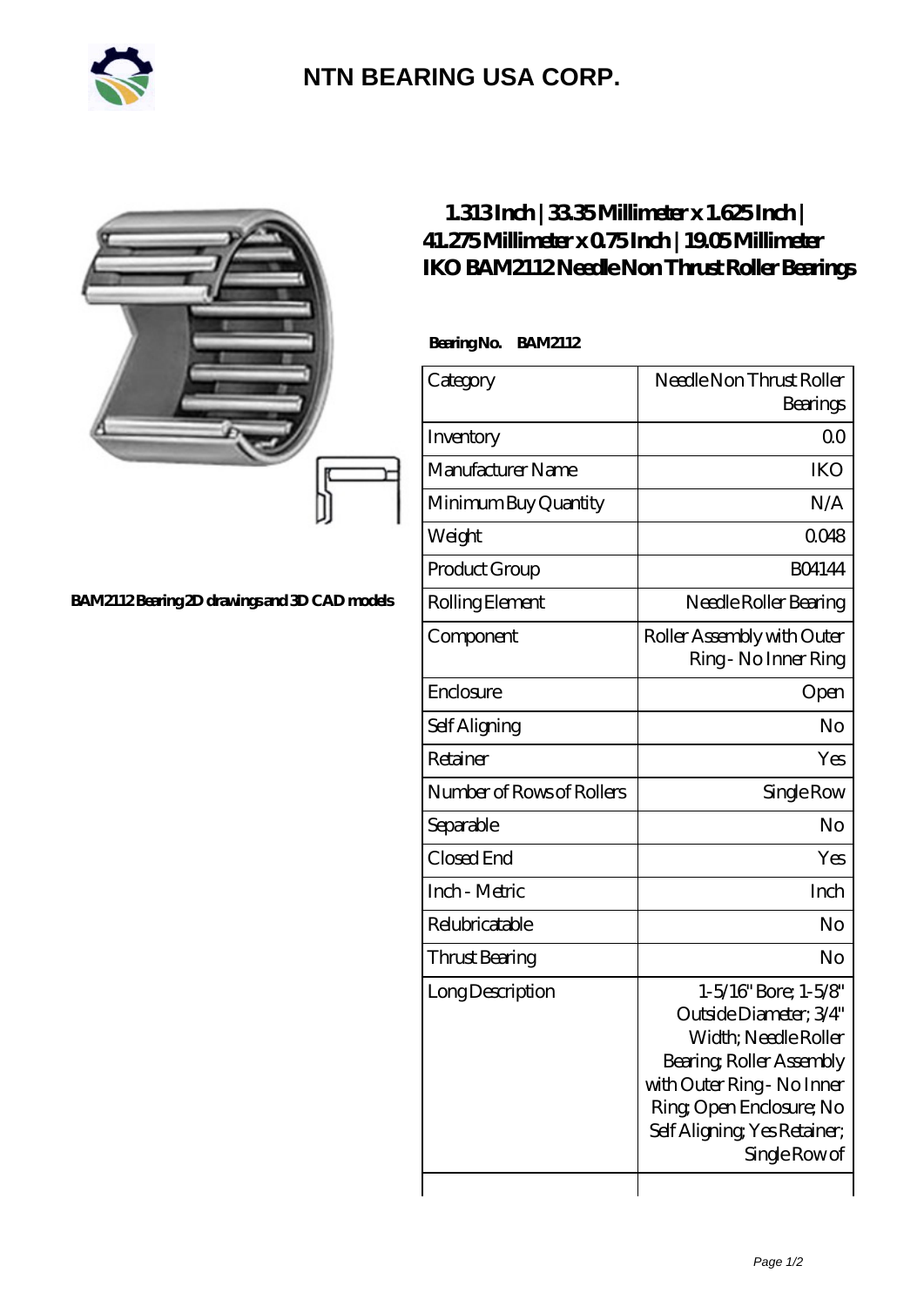# NTN BEARING USA CORP.

BAM2112 Bearing 2D drawings and 3D CAD models

## 1.313 Inch | 33.35 Millimeter x 1.625 Inch | 41.275 Millimeter x 0.75 Inch | 19.05 Millimeter IKO BAM2112 Needle Non Thrust Roller Bearings

**Bearing No. BAM2112**

| Category | Needle Non Thrust Roller Bearings |
|---|---|
| Inventory | 0.0 |
| Manufacturer Name | IKO |
| Minimum Buy Quantity | N/A |
| Weight | 0.048 |
| Product Group | B04144 |
| Rolling Element | Needle Roller Bearing |
| Component | Roller Assembly with Outer Ring - No Inner Ring |
| Enclosure | Open |
| Self Aligning | No |
| Retainer | Yes |
| Number of Rows of Rollers | Single Row |
| Separable | No |
| Closed End | Yes |
| Inch - Metric | Inch |
| Relubricatable | No |
| Thrust Bearing | No |
| Long Description | 1-5/16" Bore; 1-5/8" Outside Diameter; 3/4" Width; Needle Roller Bearing; Roller Assembly with Outer Ring - No Inner Ring; Open Enclosure; No Self Aligning; Yes Retainer; Single Row of |
| | |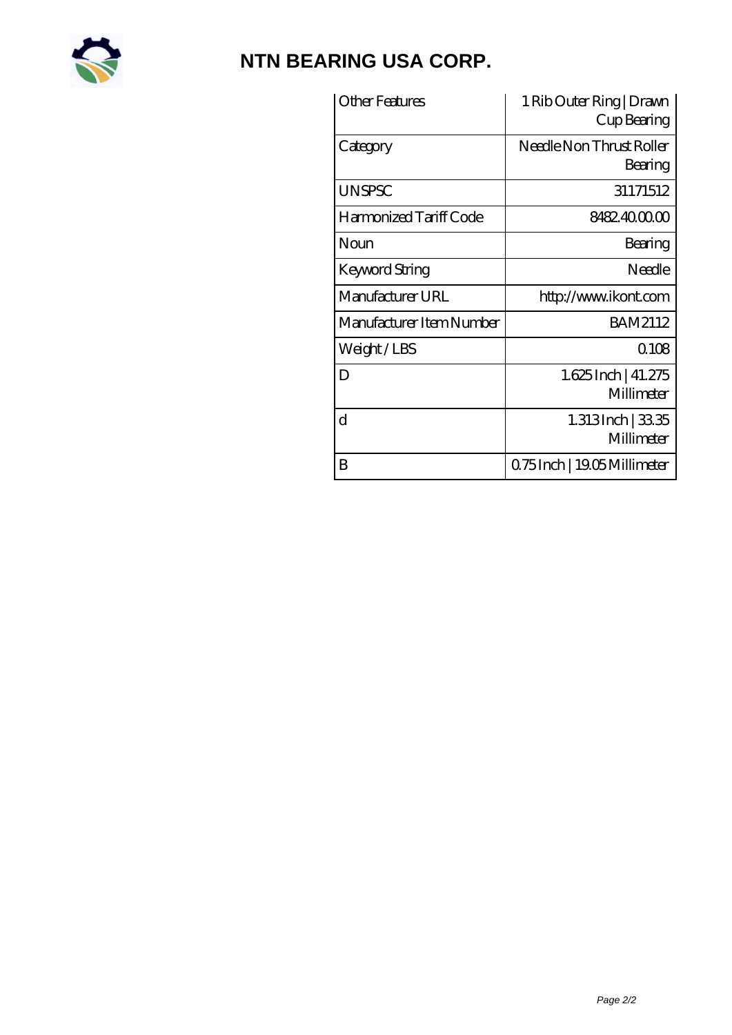# NTN BEARING USA CORP.

| | |
|---|---|
| Other Features | 1 Rib Outer Ring \| Drawn Cup Bearing |
| Category | Needle Non Thrust Roller Bearing |
| UNSPSC | 31171512 |
| Harmonized Tariff Code | 8482.40.00.00 |
| Noun | Bearing |
| Keyword String | Needle |
| Manufacturer URL | http://www.ikont.com |
| Manufacturer Item Number | BAM2112 |
| Weight / LBS | 0.108 |
| D | 1.625 Inch \| 41.275 Millimeter |
| d | 1.313 Inch \| 33.35 Millimeter |
| B | 0.75 Inch \| 19.05 Millimeter |